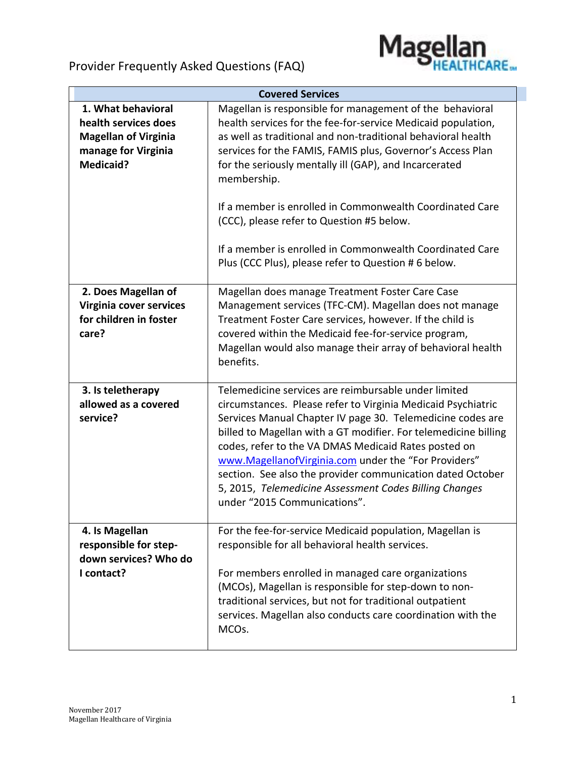# Provider Frequently Asked Questions (FAQ)

| Covered Services | |
|---|---|
| **1. What behavioral health services does Magellan of Virginia manage for Virginia Medicaid?** | Magellan is responsible for management of the behavioral health services for the fee-for-service Medicaid population, as well as traditional and non-traditional behavioral health services for the FAMIS, FAMIS plus, Governor's Access Plan for the seriously mentally ill (GAP), and Incarcerated membership.<br><br>If a member is enrolled in Commonwealth Coordinated Care (CCC), please refer to Question #5 below.<br><br>If a member is enrolled in Commonwealth Coordinated Care Plus (CCC Plus), please refer to Question # 6 below. |
| **2. Does Magellan of Virginia cover services for children in foster care?** | Magellan does manage Treatment Foster Care Case Management services (TFC-CM). Magellan does not manage Treatment Foster Care services, however. If the child is covered within the Medicaid fee-for-service program, Magellan would also manage their array of behavioral health benefits. |
| **3. Is teletherapy allowed as a covered service?** | Telemedicine services are reimbursable under limited circumstances. Please refer to Virginia Medicaid Psychiatric Services Manual Chapter IV page 30. Telemedicine codes are billed to Magellan with a GT modifier. For telemedicine billing codes, refer to the VA DMAS Medicaid Rates posted on www.MagellanofVirginia.com under the "For Providers" section. See also the provider communication dated October 5, 2015, *Telemedicine Assessment Codes Billing Changes* under "2015 Communications". |
| **4. Is Magellan responsible for step-down services? Who do I contact?** | For the fee-for-service Medicaid population, Magellan is responsible for all behavioral health services.<br><br>For members enrolled in managed care organizations (MCOs), Magellan is responsible for step-down to non-traditional services, but not for traditional outpatient services. Magellan also conducts care coordination with the MCOs. |

November 2017
Magellan Healthcare of Virginia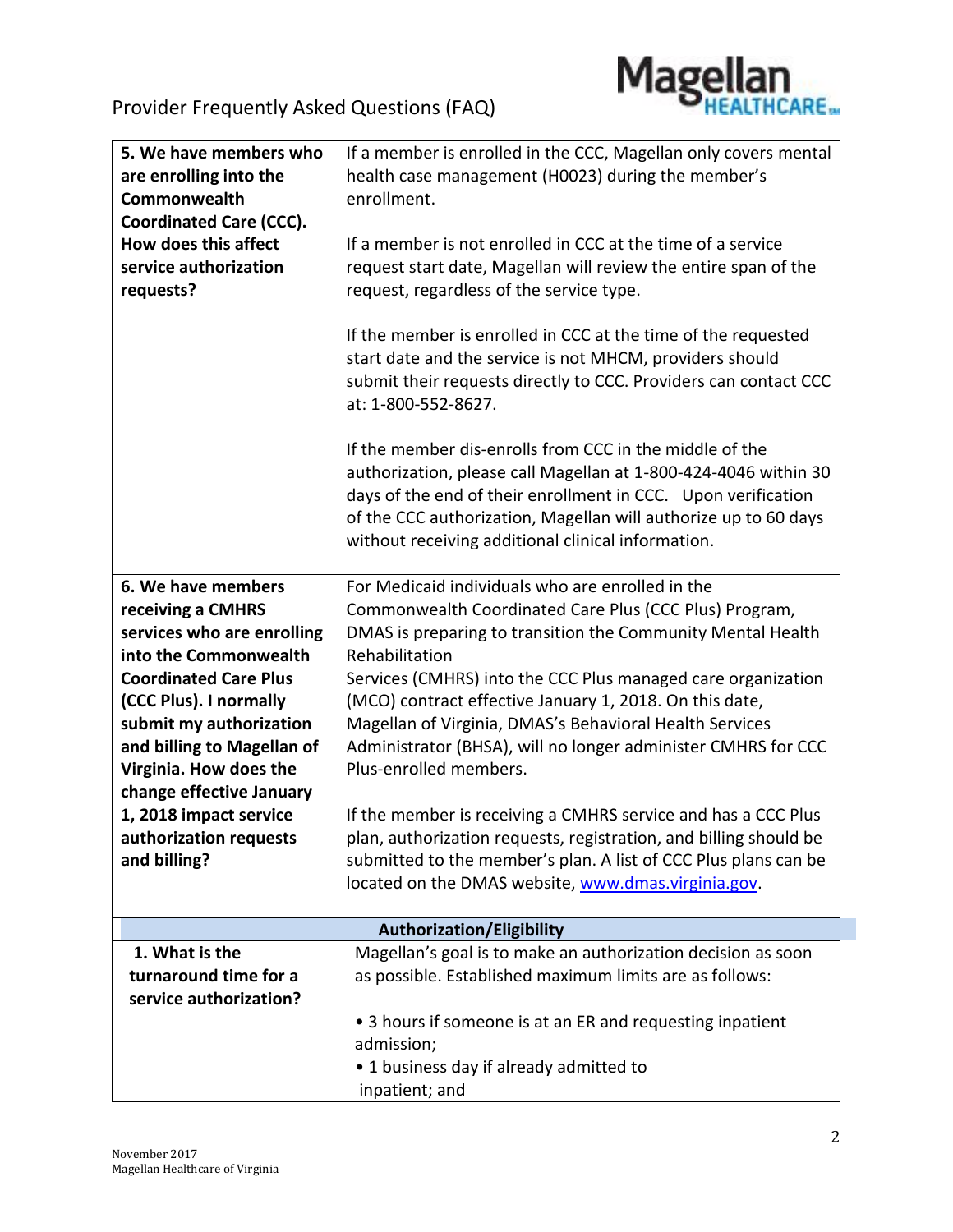| | |
|---|---|
| **5. We have members who are enrolling into the Commonwealth Coordinated Care (CCC). How does this affect service authorization requests?** | If a member is enrolled in the CCC, Magellan only covers mental health case management (H0023) during the member's enrollment.<br><br>If a member is not enrolled in CCC at the time of a service request start date, Magellan will review the entire span of the request, regardless of the service type.<br><br>If the member is enrolled in CCC at the time of the requested start date and the service is not MHCM, providers should submit their requests directly to CCC. Providers can contact CCC at: 1-800-552-8627.<br><br>If the member dis-enrolls from CCC in the middle of the authorization, please call Magellan at 1-800-424-4046 within 30 days of the end of their enrollment in CCC. Upon verification of the CCC authorization, Magellan will authorize up to 60 days without receiving additional clinical information. |
| **6. We have members receiving a CMHRS services who are enrolling into the Commonwealth Coordinated Care Plus (CCC Plus). I normally submit my authorization and billing to Magellan of Virginia. How does the change effective January 1, 2018 impact service authorization requests and billing?** | For Medicaid individuals who are enrolled in the Commonwealth Coordinated Care Plus (CCC Plus) Program, DMAS is preparing to transition the Community Mental Health Rehabilitation Services (CMHRS) into the CCC Plus managed care organization (MCO) contract effective January 1, 2018. On this date, Magellan of Virginia, DMAS's Behavioral Health Services Administrator (BHSA), will no longer administer CMHRS for CCC Plus-enrolled members.<br><br>If the member is receiving a CMHRS service and has a CCC Plus plan, authorization requests, registration, and billing should be submitted to the member's plan. A list of CCC Plus plans can be located on the DMAS website, [www.dmas.virginia.gov](www.dmas.virginia.gov). |
| **Authorization/Eligibility** | |
| **1. What is the turnaround time for a service authorization?** | Magellan's goal is to make an authorization decision as soon as possible. Established maximum limits are as follows:<br><br>• 3 hours if someone is at an ER and requesting inpatient admission;<br>• 1 business day if already admitted to inpatient; and |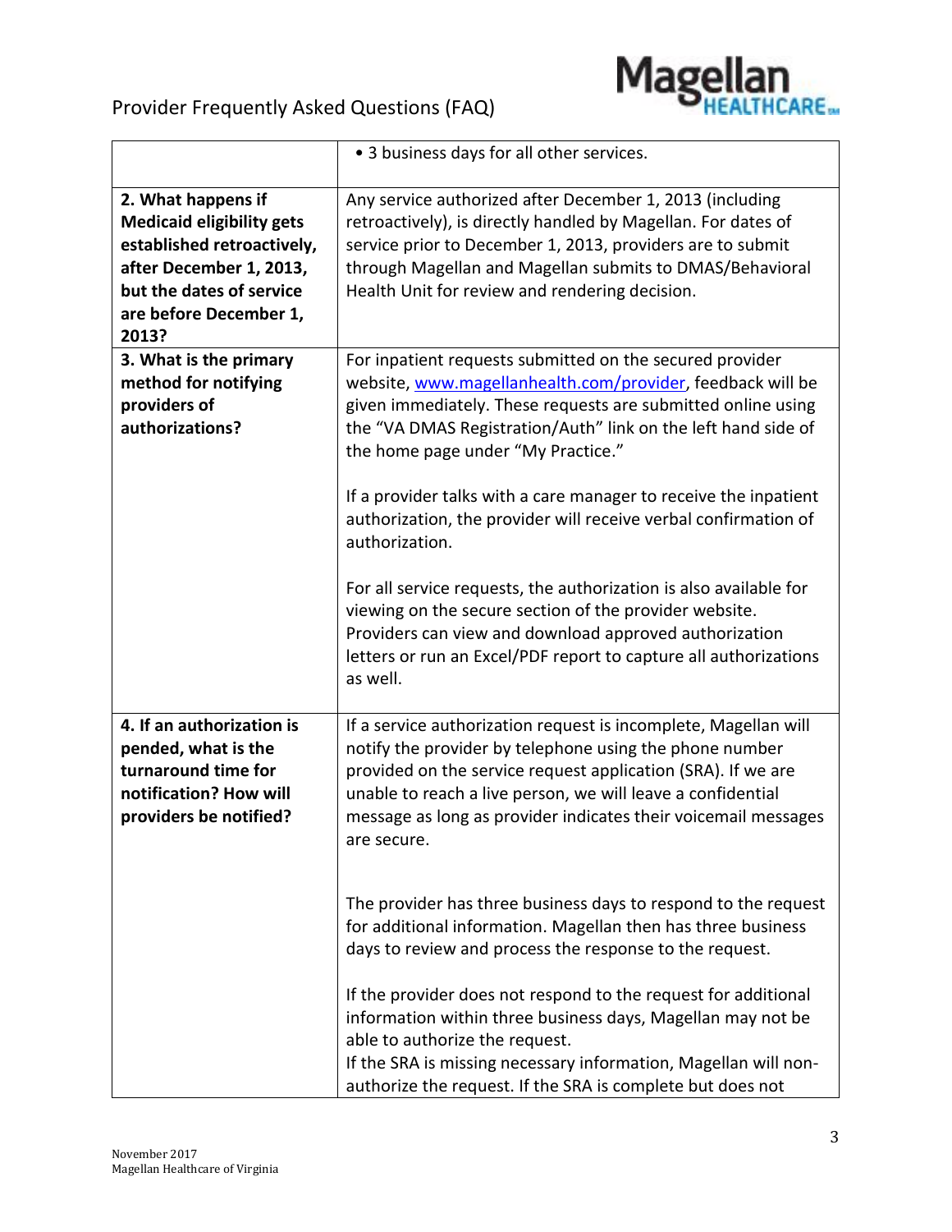| | |
|---|---|
| | • 3 business days for all other services. |
| **2. What happens if Medicaid eligibility gets established retroactively, after December 1, 2013, but the dates of service are before December 1, 2013?** | Any service authorized after December 1, 2013 (including retroactively), is directly handled by Magellan. For dates of service prior to December 1, 2013, providers are to submit through Magellan and Magellan submits to DMAS/Behavioral Health Unit for review and rendering decision. |
| **3. What is the primary method for notifying providers of authorizations?** | For inpatient requests submitted on the secured provider website, [www.magellanhealth.com/provider](www.magellanhealth.com/provider), feedback will be given immediately. These requests are submitted online using the "VA DMAS Registration/Auth" link on the left hand side of the home page under "My Practice."<br><br>If a provider talks with a care manager to receive the inpatient authorization, the provider will receive verbal confirmation of authorization.<br><br>For all service requests, the authorization is also available for viewing on the secure section of the provider website. Providers can view and download approved authorization letters or run an Excel/PDF report to capture all authorizations as well. |
| **4. If an authorization is pended, what is the turnaround time for notification? How will providers be notified?** | If a service authorization request is incomplete, Magellan will notify the provider by telephone using the phone number provided on the service request application (SRA). If we are unable to reach a live person, we will leave a confidential message as long as provider indicates their voicemail messages are secure.<br><br>The provider has three business days to respond to the request for additional information. Magellan then has three business days to review and process the response to the request.<br><br>If the provider does not respond to the request for additional information within three business days, Magellan may not be able to authorize the request.<br>If the SRA is missing necessary information, Magellan will non-authorize the request. If the SRA is complete but does not |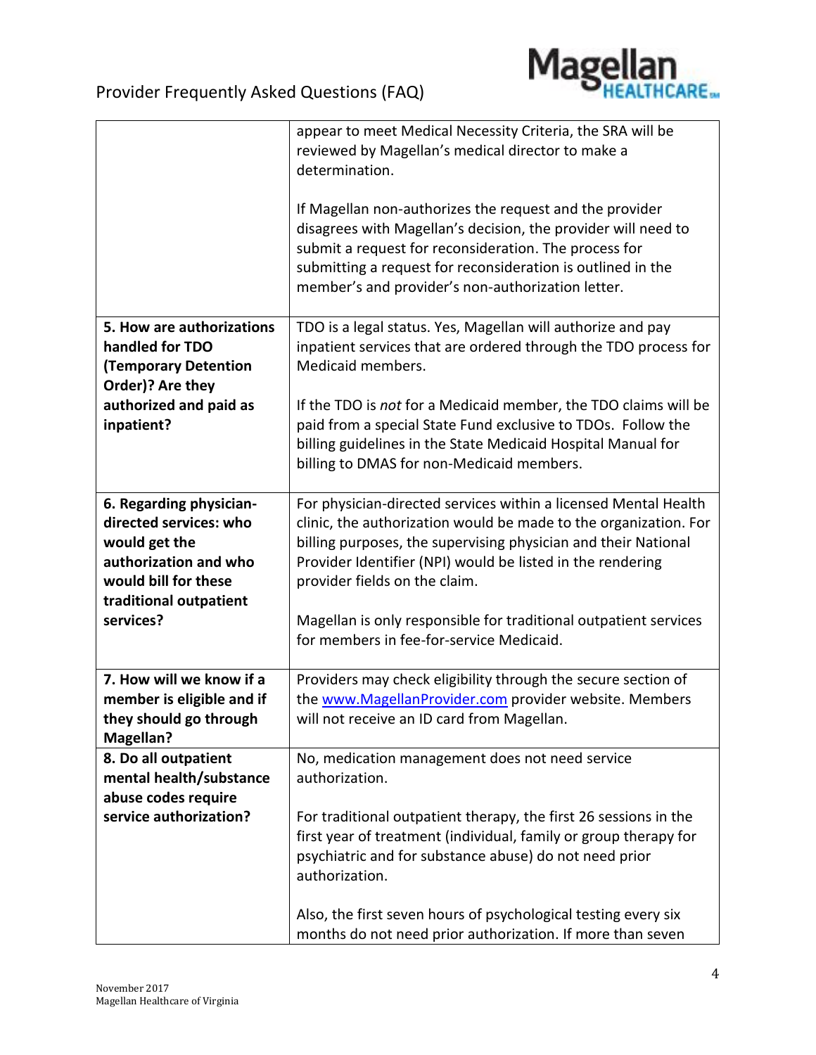| | |
|---|---|
| | appear to meet Medical Necessity Criteria, the SRA will be reviewed by Magellan's medical director to make a determination.<br><br>If Magellan non-authorizes the request and the provider disagrees with Magellan's decision, the provider will need to submit a request for reconsideration. The process for submitting a request for reconsideration is outlined in the member's and provider's non-authorization letter. |
| **5. How are authorizations handled for TDO (Temporary Detention Order)? Are they authorized and paid as inpatient?** | TDO is a legal status. Yes, Magellan will authorize and pay inpatient services that are ordered through the TDO process for Medicaid members.<br><br>If the TDO is *not* for a Medicaid member, the TDO claims will be paid from a special State Fund exclusive to TDOs. Follow the billing guidelines in the State Medicaid Hospital Manual for billing to DMAS for non-Medicaid members. |
| **6. Regarding physician-directed services: who would get the authorization and who would bill for these traditional outpatient services?** | For physician-directed services within a licensed Mental Health clinic, the authorization would be made to the organization. For billing purposes, the supervising physician and their National Provider Identifier (NPI) would be listed in the rendering provider fields on the claim.<br><br>Magellan is only responsible for traditional outpatient services for members in fee-for-service Medicaid. |
| **7. How will we know if a member is eligible and if they should go through Magellan?** | Providers may check eligibility through the secure section of the [www.MagellanProvider.com](http://www.MagellanProvider.com) provider website. Members will not receive an ID card from Magellan. |
| **8. Do all outpatient mental health/substance abuse codes require service authorization?** | No, medication management does not need service authorization.<br><br>For traditional outpatient therapy, the first 26 sessions in the first year of treatment (individual, family or group therapy for psychiatric and for substance abuse) do not need prior authorization.<br><br>Also, the first seven hours of psychological testing every six months do not need prior authorization. If more than seven |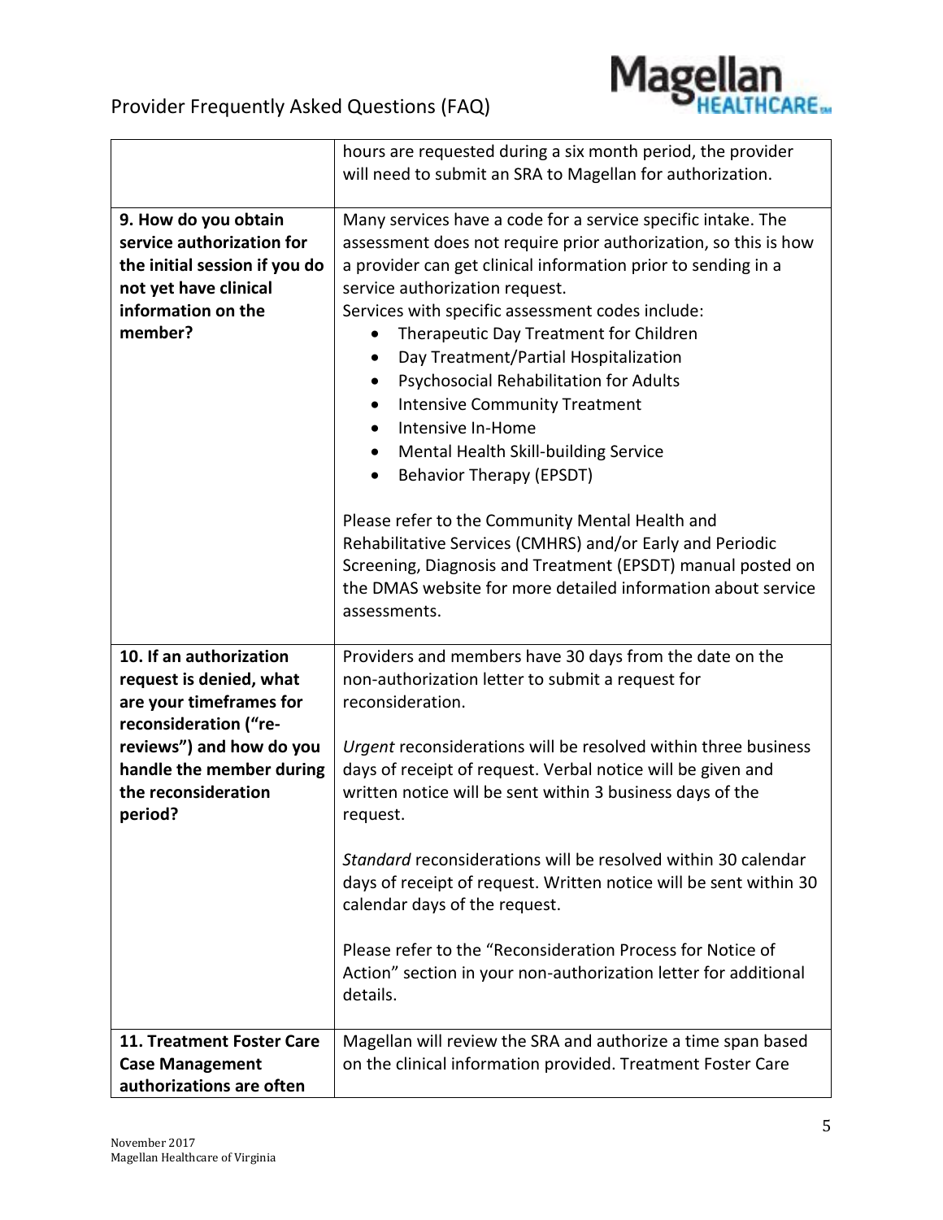| | |
|---|---|
| | hours are requested during a six month period, the provider will need to submit an SRA to Magellan for authorization. |
| **9. How do you obtain service authorization for the initial session if you do not yet have clinical information on the member?** | Many services have a code for a service specific intake. The assessment does not require prior authorization, so this is how a provider can get clinical information prior to sending in a service authorization request.<br>Services with specific assessment codes include:<br>• Therapeutic Day Treatment for Children<br>• Day Treatment/Partial Hospitalization<br>• Psychosocial Rehabilitation for Adults<br>• Intensive Community Treatment<br>• Intensive In-Home<br>• Mental Health Skill-building Service<br>• Behavior Therapy (EPSDT)<br><br>Please refer to the Community Mental Health and Rehabilitative Services (CMHRS) and/or Early and Periodic Screening, Diagnosis and Treatment (EPSDT) manual posted on the DMAS website for more detailed information about service assessments. |
| **10. If an authorization request is denied, what are your timeframes for reconsideration ("re-reviews") and how do you handle the member during the reconsideration period?** | Providers and members have 30 days from the date on the non-authorization letter to submit a request for reconsideration.<br><br>*Urgent* reconsiderations will be resolved within three business days of receipt of request. Verbal notice will be given and written notice will be sent within 3 business days of the request.<br><br>*Standard* reconsiderations will be resolved within 30 calendar days of receipt of request. Written notice will be sent within 30 calendar days of the request.<br><br>Please refer to the "Reconsideration Process for Notice of Action" section in your non-authorization letter for additional details. |
| **11. Treatment Foster Care Case Management authorizations are often** | Magellan will review the SRA and authorize a time span based on the clinical information provided. Treatment Foster Care |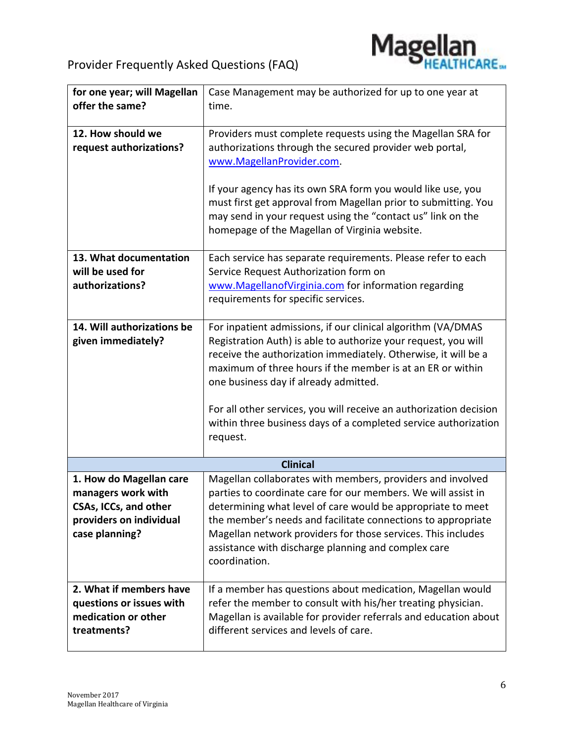| | |
|---|---|
| **for one year; will Magellan offer the same?** | Case Management may be authorized for up to one year at time. |
| **12. How should we request authorizations?** | Providers must complete requests using the Magellan SRA for authorizations through the secured provider web portal, www.MagellanProvider.com.<br><br>If your agency has its own SRA form you would like use, you must first get approval from Magellan prior to submitting. You may send in your request using the "contact us" link on the homepage of the Magellan of Virginia website. |
| **13. What documentation will be used for authorizations?** | Each service has separate requirements. Please refer to each Service Request Authorization form on www.MagellanofVirginia.com for information regarding requirements for specific services. |
| **14. Will authorizations be given immediately?** | For inpatient admissions, if our clinical algorithm (VA/DMAS Registration Auth) is able to authorize your request, you will receive the authorization immediately. Otherwise, it will be a maximum of three hours if the member is at an ER or within one business day if already admitted.<br><br>For all other services, you will receive an authorization decision within three business days of a completed service authorization request. |
| **Clinical** | |
| **1. How do Magellan care managers work with CSAs, ICCs, and other providers on individual case planning?** | Magellan collaborates with members, providers and involved parties to coordinate care for our members. We will assist in determining what level of care would be appropriate to meet the member's needs and facilitate connections to appropriate Magellan network providers for those services. This includes assistance with discharge planning and complex care coordination. |
| **2. What if members have questions or issues with medication or other treatments?** | If a member has questions about medication, Magellan would refer the member to consult with his/her treating physician. Magellan is available for provider referrals and education about different services and levels of care. |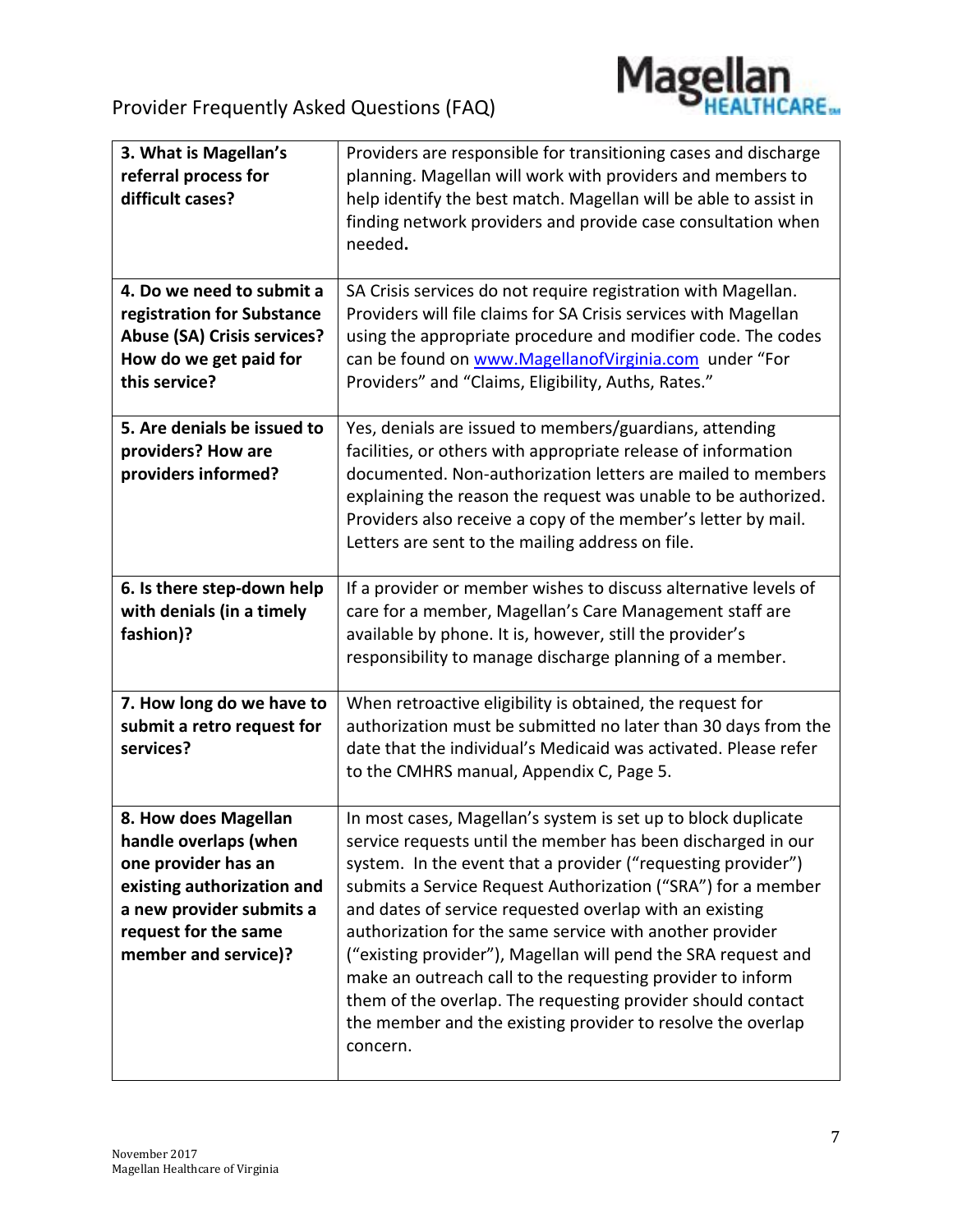| | |
|---|---|
| **3. What is Magellan's referral process for difficult cases?** | Providers are responsible for transitioning cases and discharge planning. Magellan will work with providers and members to help identify the best match. Magellan will be able to assist in finding network providers and provide case consultation when needed**.** |
| **4. Do we need to submit a registration for Substance Abuse (SA) Crisis services? How do we get paid for this service?** | SA Crisis services do not require registration with Magellan. Providers will file claims for SA Crisis services with Magellan using the appropriate procedure and modifier code. The codes can be found on [www.MagellanofVirginia.com](http://www.MagellanofVirginia.com) under "For Providers" and "Claims, Eligibility, Auths, Rates." |
| **5. Are denials be issued to providers? How are providers informed?** | Yes, denials are issued to members/guardians, attending facilities, or others with appropriate release of information documented. Non-authorization letters are mailed to members explaining the reason the request was unable to be authorized. Providers also receive a copy of the member's letter by mail. Letters are sent to the mailing address on file. |
| **6. Is there step-down help with denials (in a timely fashion)?** | If a provider or member wishes to discuss alternative levels of care for a member, Magellan's Care Management staff are available by phone. It is, however, still the provider's responsibility to manage discharge planning of a member. |
| **7. How long do we have to submit a retro request for services?** | When retroactive eligibility is obtained, the request for authorization must be submitted no later than 30 days from the date that the individual's Medicaid was activated. Please refer to the CMHRS manual, Appendix C, Page 5. |
| **8. How does Magellan handle overlaps (when one provider has an existing authorization and a new provider submits a request for the same member and service)?** | In most cases, Magellan's system is set up to block duplicate service requests until the member has been discharged in our system. In the event that a provider ("requesting provider") submits a Service Request Authorization ("SRA") for a member and dates of service requested overlap with an existing authorization for the same service with another provider ("existing provider"), Magellan will pend the SRA request and make an outreach call to the requesting provider to inform them of the overlap. The requesting provider should contact the member and the existing provider to resolve the overlap concern. |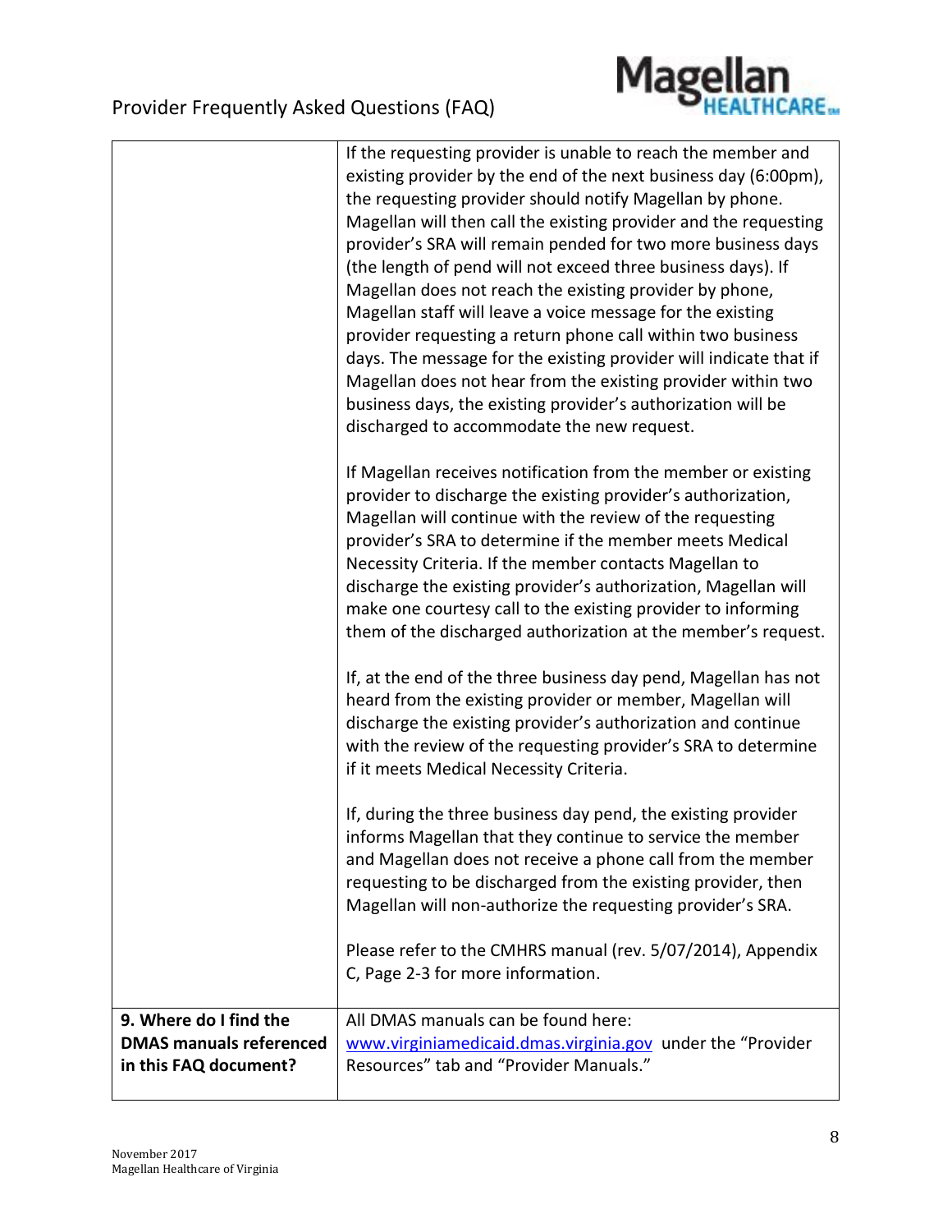| | |
|---|---|
| | If the requesting provider is unable to reach the member and existing provider by the end of the next business day (6:00pm), the requesting provider should notify Magellan by phone. Magellan will then call the existing provider and the requesting provider's SRA will remain pended for two more business days (the length of pend will not exceed three business days). If Magellan does not reach the existing provider by phone, Magellan staff will leave a voice message for the existing provider requesting a return phone call within two business days. The message for the existing provider will indicate that if Magellan does not hear from the existing provider within two business days, the existing provider's authorization will be discharged to accommodate the new request.<br><br>If Magellan receives notification from the member or existing provider to discharge the existing provider's authorization, Magellan will continue with the review of the requesting provider's SRA to determine if the member meets Medical Necessity Criteria. If the member contacts Magellan to discharge the existing provider's authorization, Magellan will make one courtesy call to the existing provider to informing them of the discharged authorization at the member's request.<br><br>If, at the end of the three business day pend, Magellan has not heard from the existing provider or member, Magellan will discharge the existing provider's authorization and continue with the review of the requesting provider's SRA to determine if it meets Medical Necessity Criteria.<br><br>If, during the three business day pend, the existing provider informs Magellan that they continue to service the member and Magellan does not receive a phone call from the member requesting to be discharged from the existing provider, then Magellan will non-authorize the requesting provider's SRA.<br><br>Please refer to the CMHRS manual (rev. 5/07/2014), Appendix C, Page 2-3 for more information. |
| **9. Where do I find the DMAS manuals referenced in this FAQ document?** | All DMAS manuals can be found here: www.virginiamedicaid.dmas.virginia.gov under the "Provider Resources" tab and "Provider Manuals." |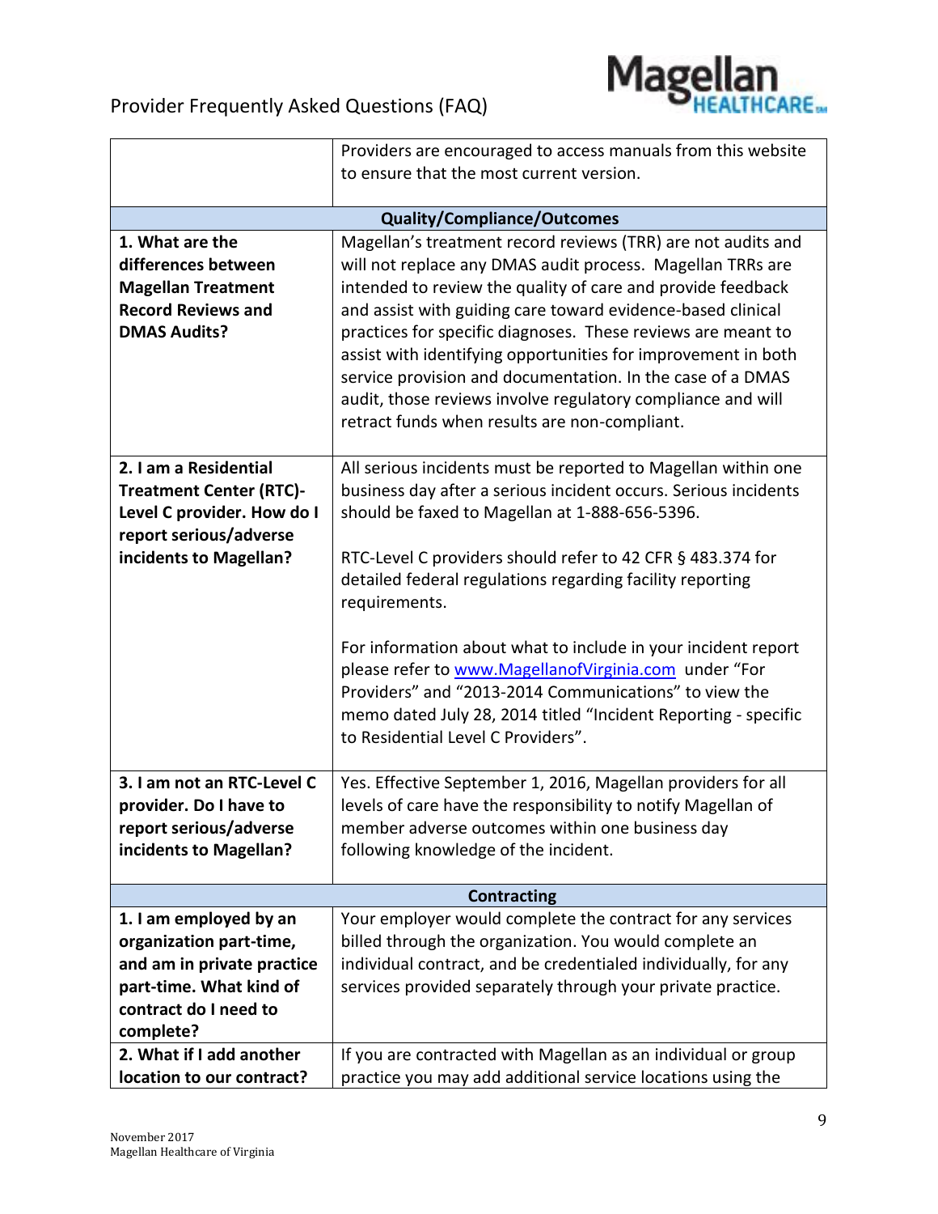| | |
|---|---|
| | Providers are encouraged to access manuals from this website to ensure that the most current version. |
| **Quality/Compliance/Outcomes** | |
| **1. What are the differences between Magellan Treatment Record Reviews and DMAS Audits?** | Magellan's treatment record reviews (TRR) are not audits and will not replace any DMAS audit process. Magellan TRRs are intended to review the quality of care and provide feedback and assist with guiding care toward evidence-based clinical practices for specific diagnoses. These reviews are meant to assist with identifying opportunities for improvement in both service provision and documentation. In the case of a DMAS audit, those reviews involve regulatory compliance and will retract funds when results are non-compliant. |
| **2. I am a Residential Treatment Center (RTC)-Level C provider. How do I report serious/adverse incidents to Magellan?** | All serious incidents must be reported to Magellan within one business day after a serious incident occurs. Serious incidents should be faxed to Magellan at 1-888-656-5396.<br><br>RTC-Level C providers should refer to 42 CFR § 483.374 for detailed federal regulations regarding facility reporting requirements.<br><br>For information about what to include in your incident report please refer to www.MagellanofVirginia.com under "For Providers" and "2013-2014 Communications" to view the memo dated July 28, 2014 titled "Incident Reporting - specific to Residential Level C Providers". |
| **3. I am not an RTC-Level C provider. Do I have to report serious/adverse incidents to Magellan?** | Yes. Effective September 1, 2016, Magellan providers for all levels of care have the responsibility to notify Magellan of member adverse outcomes within one business day following knowledge of the incident. |
| **Contracting** | |
| **1. I am employed by an organization part-time, and am in private practice part-time. What kind of contract do I need to complete?** | Your employer would complete the contract for any services billed through the organization. You would complete an individual contract, and be credentialed individually, for any services provided separately through your private practice. |
| **2. What if I add another location to our contract?** | If you are contracted with Magellan as an individual or group practice you may add additional service locations using the |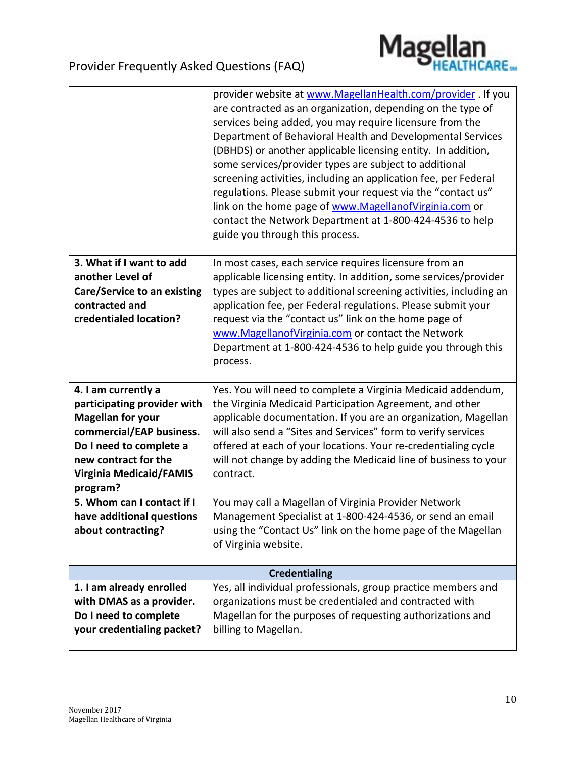| | |
|---|---|
| | provider website at www.MagellanHealth.com/provider . If you are contracted as an organization, depending on the type of services being added, you may require licensure from the Department of Behavioral Health and Developmental Services (DBHDS) or another applicable licensing entity. In addition, some services/provider types are subject to additional screening activities, including an application fee, per Federal regulations. Please submit your request via the "contact us" link on the home page of www.MagellanofVirginia.com or contact the Network Department at 1-800-424-4536 to help guide you through this process. |
| **3. What if I want to add another Level of Care/Service to an existing contracted and credentialed location?** | In most cases, each service requires licensure from an applicable licensing entity. In addition, some services/provider types are subject to additional screening activities, including an application fee, per Federal regulations. Please submit your request via the "contact us" link on the home page of www.MagellanofVirginia.com or contact the Network Department at 1-800-424-4536 to help guide you through this process. |
| **4. I am currently a participating provider with Magellan for your commercial/EAP business. Do I need to complete a new contract for the Virginia Medicaid/FAMIS program?** | Yes. You will need to complete a Virginia Medicaid addendum, the Virginia Medicaid Participation Agreement, and other applicable documentation. If you are an organization, Magellan will also send a "Sites and Services" form to verify services offered at each of your locations. Your re-credentialing cycle will not change by adding the Medicaid line of business to your contract. |
| **5. Whom can I contact if I have additional questions about contracting?** | You may call a Magellan of Virginia Provider Network Management Specialist at 1-800-424-4536, or send an email using the "Contact Us" link on the home page of the Magellan of Virginia website. |
| **Credentialing** | |
| **1. I am already enrolled with DMAS as a provider. Do I need to complete your credentialing packet?** | Yes, all individual professionals, group practice members and organizations must be credentialed and contracted with Magellan for the purposes of requesting authorizations and billing to Magellan. |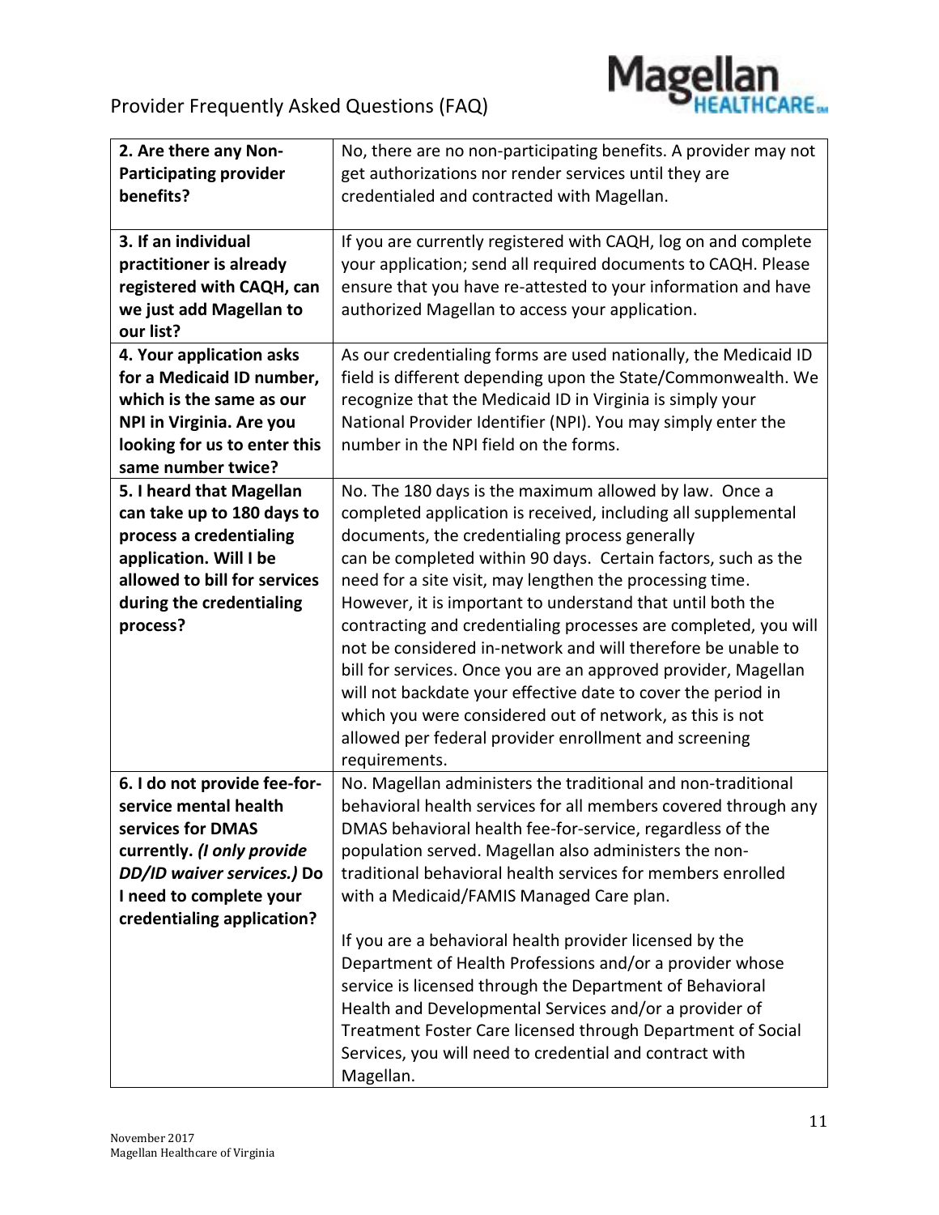| **2. Are there any Non-Participating provider benefits?** | No, there are no non-participating benefits. A provider may not get authorizations nor render services until they are credentialed and contracted with Magellan. |
|---|---|
| **3. If an individual practitioner is already registered with CAQH, can we just add Magellan to our list?** | If you are currently registered with CAQH, log on and complete your application; send all required documents to CAQH. Please ensure that you have re-attested to your information and have authorized Magellan to access your application. |
| **4. Your application asks for a Medicaid ID number, which is the same as our NPI in Virginia. Are you looking for us to enter this same number twice?** | As our credentialing forms are used nationally, the Medicaid ID field is different depending upon the State/Commonwealth. We recognize that the Medicaid ID in Virginia is simply your National Provider Identifier (NPI). You may simply enter the number in the NPI field on the forms. |
| **5. I heard that Magellan can take up to 180 days to process a credentialing application. Will I be allowed to bill for services during the credentialing process?** | No. The 180 days is the maximum allowed by law. Once a completed application is received, including all supplemental documents, the credentialing process generally can be completed within 90 days. Certain factors, such as the need for a site visit, may lengthen the processing time. However, it is important to understand that until both the contracting and credentialing processes are completed, you will not be considered in-network and will therefore be unable to bill for services. Once you are an approved provider, Magellan will not backdate your effective date to cover the period in which you were considered out of network, as this is not allowed per federal provider enrollment and screening requirements. |
| **6. I do not provide fee-for-service mental health services for DMAS currently. *(I only provide DD/ID waiver services.)* Do I need to complete your credentialing application?** | No. Magellan administers the traditional and non-traditional behavioral health services for all members covered through any DMAS behavioral health fee-for-service, regardless of the population served. Magellan also administers the non-traditional behavioral health services for members enrolled with a Medicaid/FAMIS Managed Care plan.<br><br>If you are a behavioral health provider licensed by the Department of Health Professions and/or a provider whose service is licensed through the Department of Behavioral Health and Developmental Services and/or a provider of Treatment Foster Care licensed through Department of Social Services, you will need to credential and contract with Magellan. |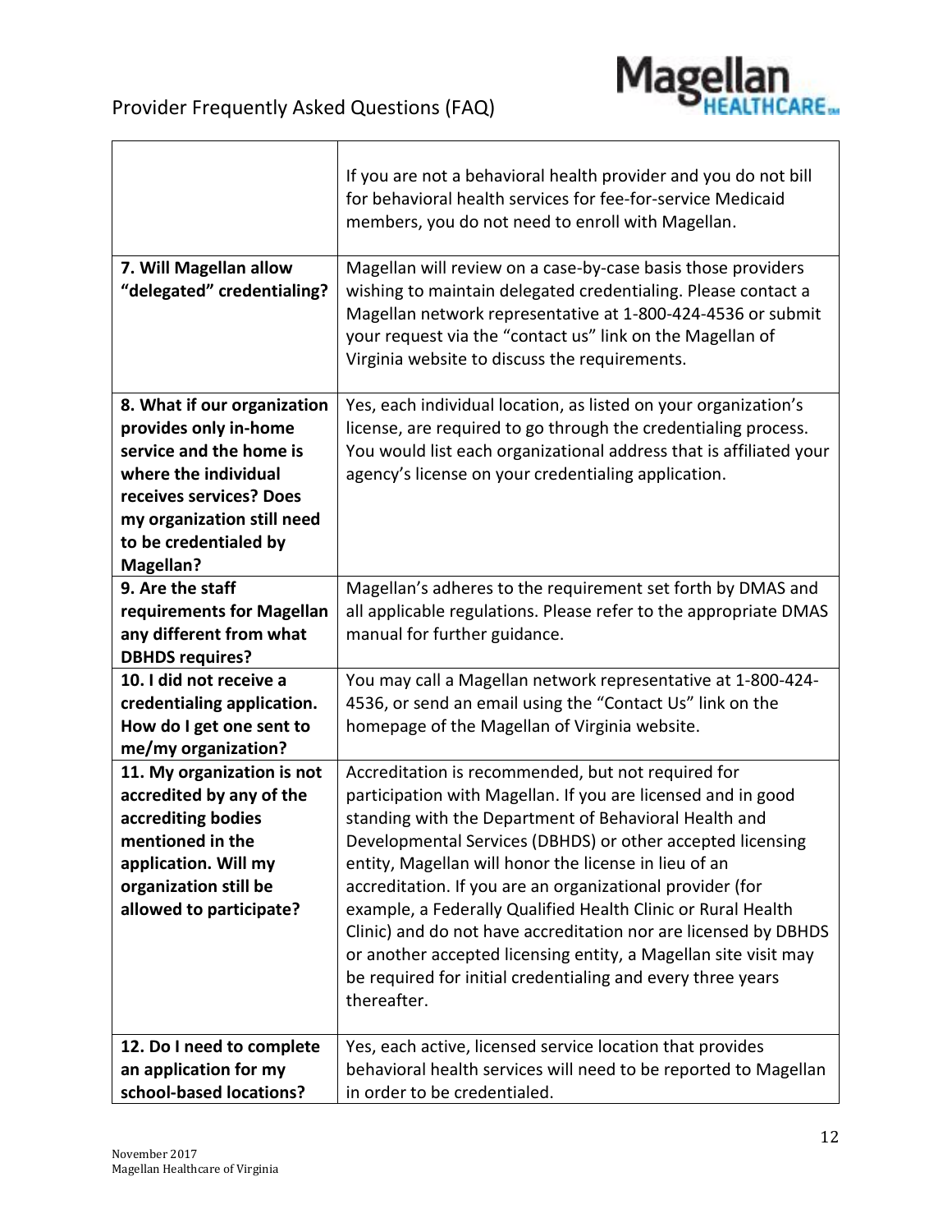| | |
|---|---|
| | If you are not a behavioral health provider and you do not bill for behavioral health services for fee-for-service Medicaid members, you do not need to enroll with Magellan. |
| **7. Will Magellan allow "delegated" credentialing?** | Magellan will review on a case-by-case basis those providers wishing to maintain delegated credentialing. Please contact a Magellan network representative at 1-800-424-4536 or submit your request via the "contact us" link on the Magellan of Virginia website to discuss the requirements. |
| **8. What if our organization provides only in-home service and the home is where the individual receives services? Does my organization still need to be credentialed by Magellan?** | Yes, each individual location, as listed on your organization's license, are required to go through the credentialing process. You would list each organizational address that is affiliated your agency's license on your credentialing application. |
| **9. Are the staff requirements for Magellan any different from what DBHDS requires?** | Magellan's adheres to the requirement set forth by DMAS and all applicable regulations. Please refer to the appropriate DMAS manual for further guidance. |
| **10. I did not receive a credentialing application. How do I get one sent to me/my organization?** | You may call a Magellan network representative at 1-800-424-4536, or send an email using the "Contact Us" link on the homepage of the Magellan of Virginia website. |
| **11. My organization is not accredited by any of the accrediting bodies mentioned in the application. Will my organization still be allowed to participate?** | Accreditation is recommended, but not required for participation with Magellan. If you are licensed and in good standing with the Department of Behavioral Health and Developmental Services (DBHDS) or other accepted licensing entity, Magellan will honor the license in lieu of an accreditation. If you are an organizational provider (for example, a Federally Qualified Health Clinic or Rural Health Clinic) and do not have accreditation nor are licensed by DBHDS or another accepted licensing entity, a Magellan site visit may be required for initial credentialing and every three years thereafter. |
| **12. Do I need to complete an application for my school-based locations?** | Yes, each active, licensed service location that provides behavioral health services will need to be reported to Magellan in order to be credentialed. |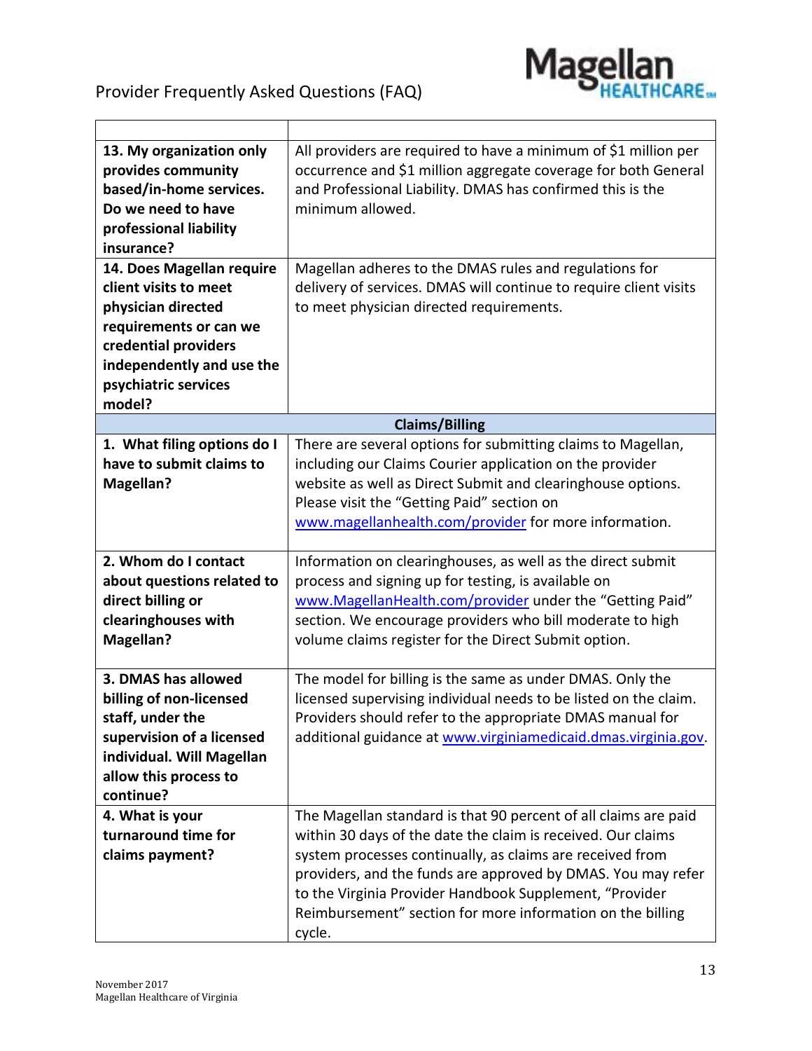| | |
|---|---|
| **13. My organization only provides community based/in-home services. Do we need to have professional liability insurance?** | All providers are required to have a minimum of $1 million per occurrence and $1 million aggregate coverage for both General and Professional Liability. DMAS has confirmed this is the minimum allowed. |
| **14. Does Magellan require client visits to meet physician directed requirements or can we credential providers independently and use the psychiatric services model?** | Magellan adheres to the DMAS rules and regulations for delivery of services. DMAS will continue to require client visits to meet physician directed requirements. |
| **Claims/Billing** | |
| **1. What filing options do I have to submit claims to Magellan?** | There are several options for submitting claims to Magellan, including our Claims Courier application on the provider website as well as Direct Submit and clearinghouse options. Please visit the "Getting Paid" section on www.magellanhealth.com/provider for more information. |
| **2. Whom do I contact about questions related to direct billing or clearinghouses with Magellan?** | Information on clearinghouses, as well as the direct submit process and signing up for testing, is available on www.MagellanHealth.com/provider under the "Getting Paid" section. We encourage providers who bill moderate to high volume claims register for the Direct Submit option. |
| **3. DMAS has allowed billing of non-licensed staff, under the supervision of a licensed individual. Will Magellan allow this process to continue?** | The model for billing is the same as under DMAS. Only the licensed supervising individual needs to be listed on the claim. Providers should refer to the appropriate DMAS manual for additional guidance at www.virginiamedicaid.dmas.virginia.gov. |
| **4. What is your turnaround time for claims payment?** | The Magellan standard is that 90 percent of all claims are paid within 30 days of the date the claim is received. Our claims system processes continually, as claims are received from providers, and the funds are approved by DMAS. You may refer to the Virginia Provider Handbook Supplement, "Provider Reimbursement" section for more information on the billing cycle. |

November 2017
Magellan Healthcare of Virginia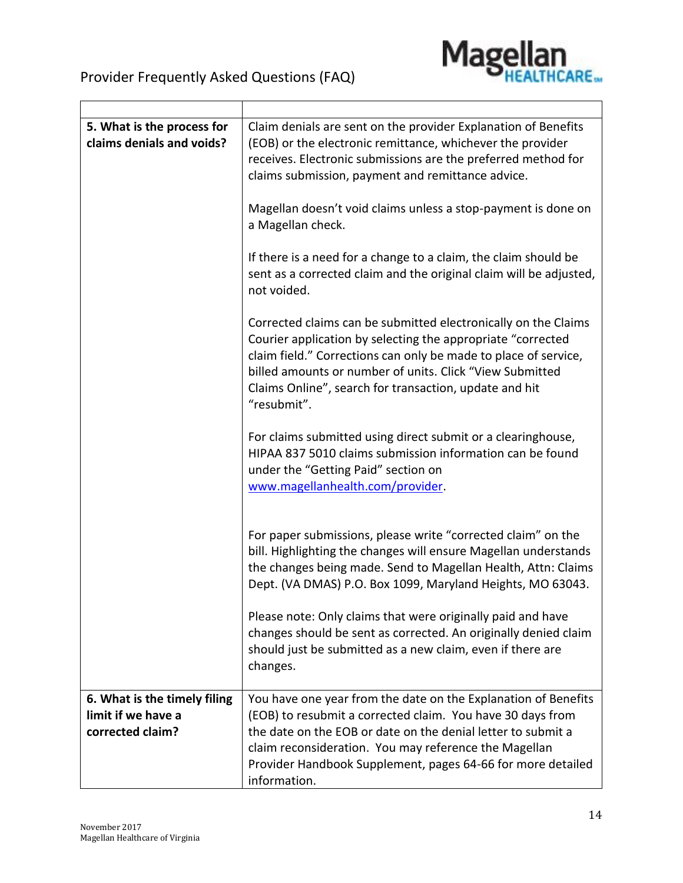| | |
|---|---|
| **5. What is the process for claims denials and voids?** | Claim denials are sent on the provider Explanation of Benefits (EOB) or the electronic remittance, whichever the provider receives. Electronic submissions are the preferred method for claims submission, payment and remittance advice.<br><br>Magellan doesn't void claims unless a stop-payment is done on a Magellan check.<br><br>If there is a need for a change to a claim, the claim should be sent as a corrected claim and the original claim will be adjusted, not voided.<br><br>Corrected claims can be submitted electronically on the Claims Courier application by selecting the appropriate "corrected claim field." Corrections can only be made to place of service, billed amounts or number of units. Click "View Submitted Claims Online", search for transaction, update and hit "resubmit".<br><br>For claims submitted using direct submit or a clearinghouse, HIPAA 837 5010 claims submission information can be found under the "Getting Paid" section on www.magellanhealth.com/provider.<br><br>For paper submissions, please write "corrected claim" on the bill. Highlighting the changes will ensure Magellan understands the changes being made. Send to Magellan Health, Attn: Claims Dept. (VA DMAS) P.O. Box 1099, Maryland Heights, MO 63043.<br><br>Please note: Only claims that were originally paid and have changes should be sent as corrected. An originally denied claim should just be submitted as a new claim, even if there are changes. |
| **6. What is the timely filing limit if we have a corrected claim?** | You have one year from the date on the Explanation of Benefits (EOB) to resubmit a corrected claim. You have 30 days from the date on the EOB or date on the denial letter to submit a claim reconsideration. You may reference the Magellan Provider Handbook Supplement, pages 64-66 for more detailed information. |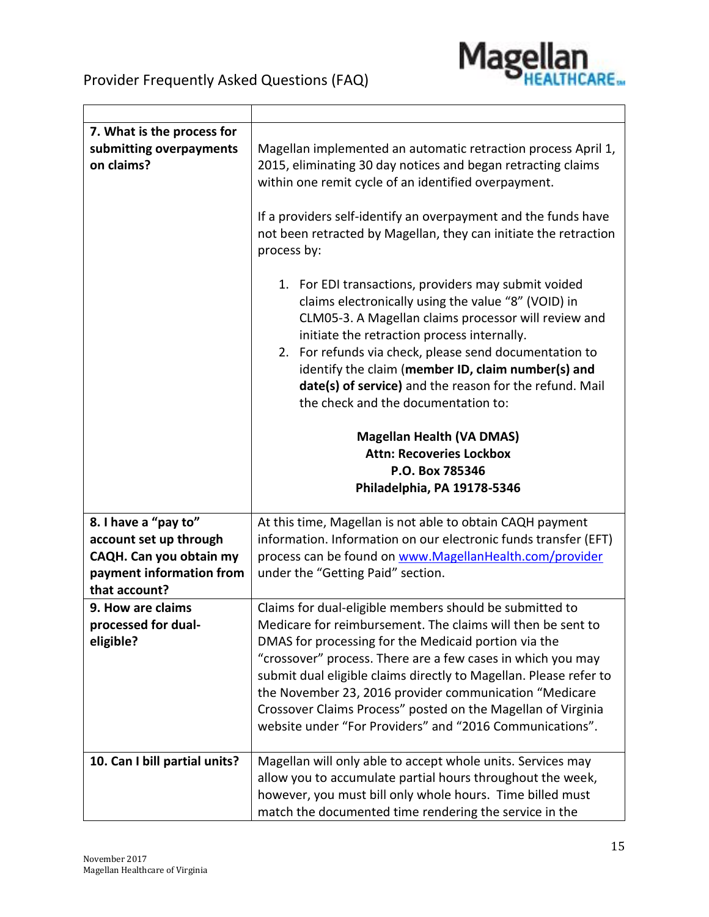| | |
|---|---|
| **7. What is the process for submitting overpayments on claims?** | Magellan implemented an automatic retraction process April 1, 2015, eliminating 30 day notices and began retracting claims within one remit cycle of an identified overpayment.<br><br>If a providers self-identify an overpayment and the funds have not been retracted by Magellan, they can initiate the retraction process by:<br><br>1. For EDI transactions, providers may submit voided claims electronically using the value "8" (VOID) in CLM05-3. A Magellan claims processor will review and initiate the retraction process internally.<br>2. For refunds via check, please send documentation to identify the claim (**member ID, claim number(s) and date(s) of service)** and the reason for the refund. Mail the check and the documentation to:<br><br>**Magellan Health (VA DMAS)**<br>**Attn: Recoveries Lockbox**<br>**P.O. Box 785346**<br>**Philadelphia, PA 19178-5346** |
| **8. I have a "pay to" account set up through CAQH. Can you obtain my payment information from that account?** | At this time, Magellan is not able to obtain CAQH payment information. Information on our electronic funds transfer (EFT) process can be found on www.MagellanHealth.com/provider under the "Getting Paid" section. |
| **9. How are claims processed for dual-eligible?** | Claims for dual-eligible members should be submitted to Medicare for reimbursement. The claims will then be sent to DMAS for processing for the Medicaid portion via the "crossover" process. There are a few cases in which you may submit dual eligible claims directly to Magellan. Please refer to the November 23, 2016 provider communication "Medicare Crossover Claims Process" posted on the Magellan of Virginia website under "For Providers" and "2016 Communications". |
| **10. Can I bill partial units?** | Magellan will only able to accept whole units. Services may allow you to accumulate partial hours throughout the week, however, you must bill only whole hours. Time billed must match the documented time rendering the service in the |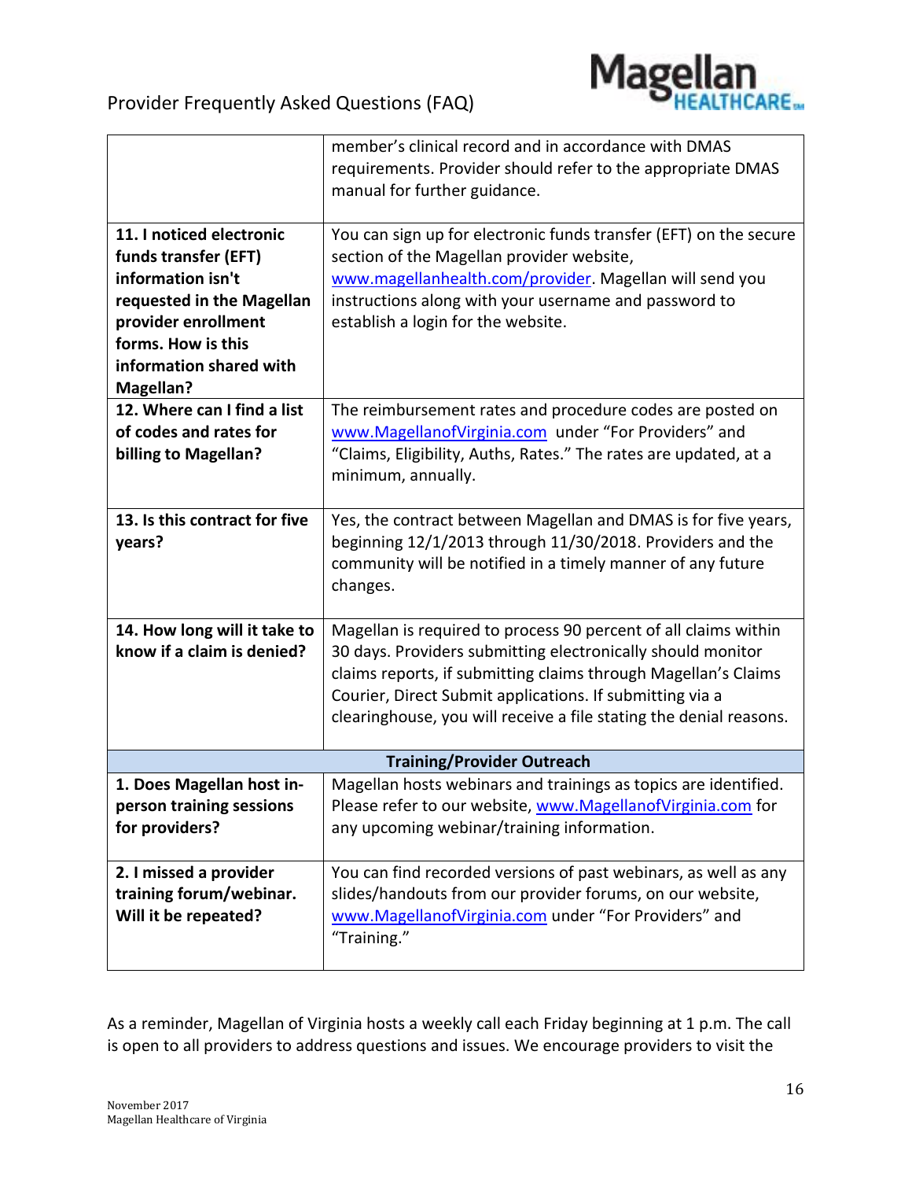| | |
|---|---|
| | member's clinical record and in accordance with DMAS requirements. Provider should refer to the appropriate DMAS manual for further guidance. |
| **11. I noticed electronic funds transfer (EFT) information isn't requested in the Magellan provider enrollment forms. How is this information shared with Magellan?** | You can sign up for electronic funds transfer (EFT) on the secure section of the Magellan provider website, www.magellanhealth.com/provider. Magellan will send you instructions along with your username and password to establish a login for the website. |
| **12. Where can I find a list of codes and rates for billing to Magellan?** | The reimbursement rates and procedure codes are posted on www.MagellanofVirginia.com under "For Providers" and "Claims, Eligibility, Auths, Rates." The rates are updated, at a minimum, annually. |
| **13. Is this contract for five years?** | Yes, the contract between Magellan and DMAS is for five years, beginning 12/1/2013 through 11/30/2018. Providers and the community will be notified in a timely manner of any future changes. |
| **14. How long will it take to know if a claim is denied?** | Magellan is required to process 90 percent of all claims within 30 days. Providers submitting electronically should monitor claims reports, if submitting claims through Magellan's Claims Courier, Direct Submit applications. If submitting via a clearinghouse, you will receive a file stating the denial reasons. |
| **Training/Provider Outreach** | |
| **1. Does Magellan host in-person training sessions for providers?** | Magellan hosts webinars and trainings as topics are identified. Please refer to our website, www.MagellanofVirginia.com for any upcoming webinar/training information. |
| **2. I missed a provider training forum/webinar. Will it be repeated?** | You can find recorded versions of past webinars, as well as any slides/handouts from our provider forums, on our website, www.MagellanofVirginia.com under "For Providers" and "Training." |

As a reminder, Magellan of Virginia hosts a weekly call each Friday beginning at 1 p.m. The call is open to all providers to address questions and issues. We encourage providers to visit the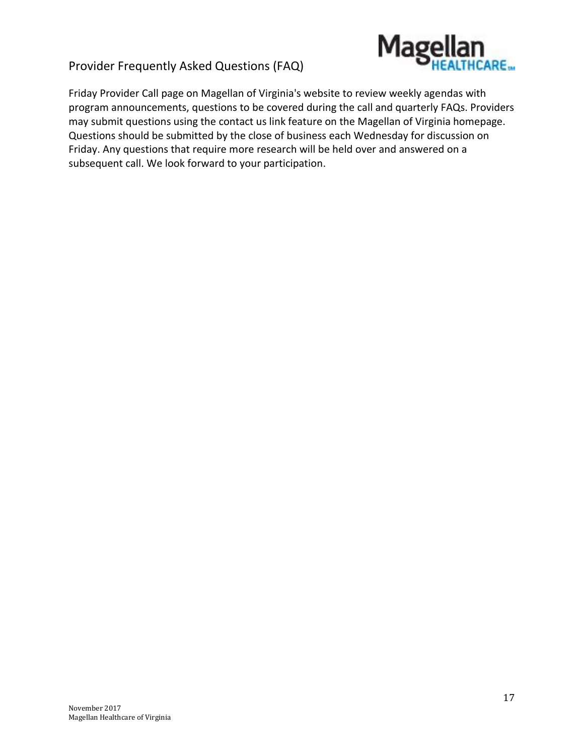Friday Provider Call page on Magellan of Virginia's website to review weekly agendas with program announcements, questions to be covered during the call and quarterly FAQs. Providers may submit questions using the contact us link feature on the Magellan of Virginia homepage. Questions should be submitted by the close of business each Wednesday for discussion on Friday. Any questions that require more research will be held over and answered on a subsequent call. We look forward to your participation.